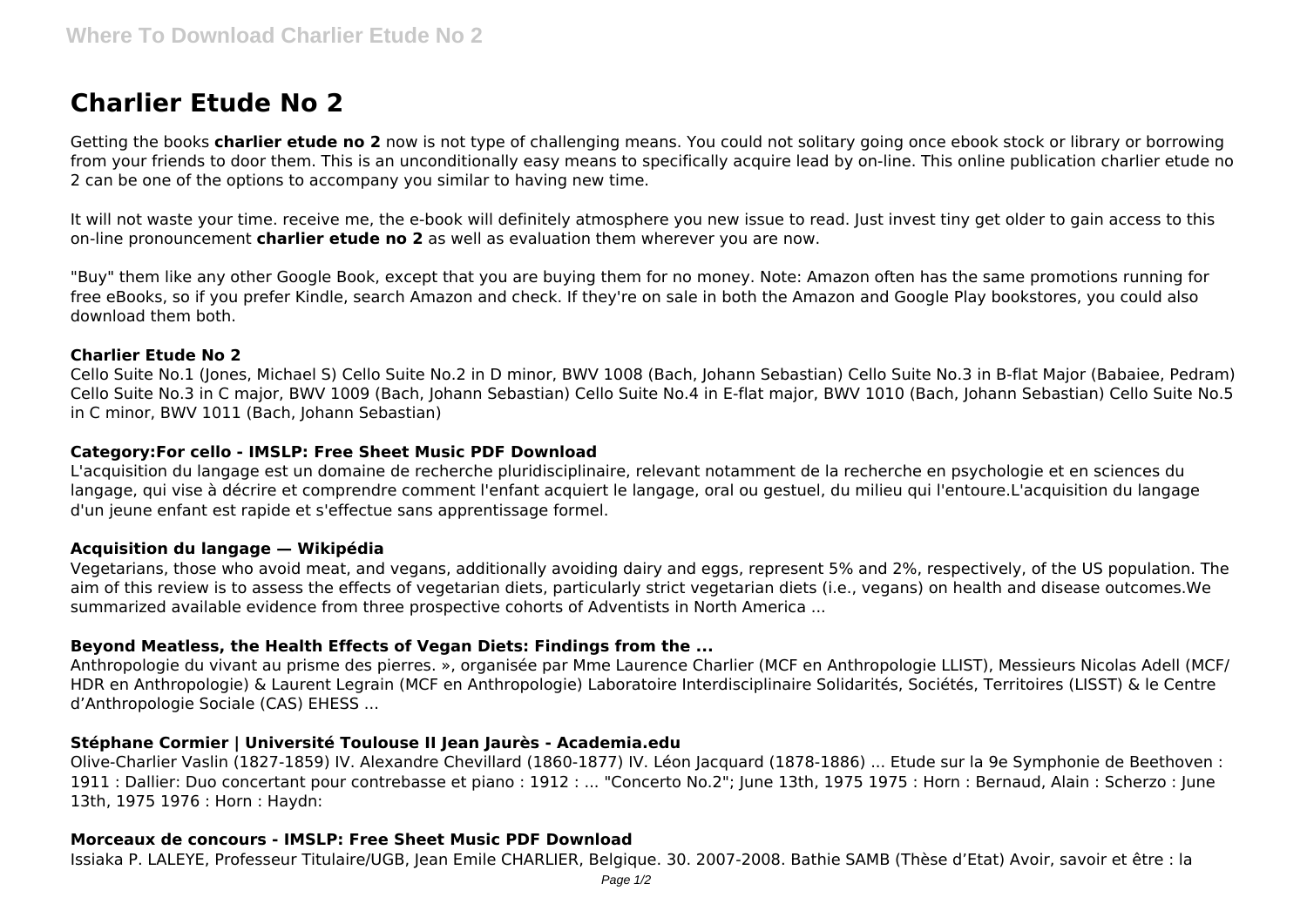# Charlier Etude No 2

Getting the books **charlier etude no 2** now is not type of challenging means. You could not solitary going once ebook stock or library or borrowing from your friends to door them. This is an unconditionally easy means to specifically acquire lead by on-line. This online publication charlier etude no 2 can be one of the options to accompany you similar to having new time.

It will not waste your time. receive me, the e-book will definitely atmosphere you new issue to read. Just invest tiny get older to gain access to this on-line pronouncement **charlier etude no 2** as well as evaluation them wherever you are now.

"Buy" them like any other Google Book, except that you are buying them for no money. Note: Amazon often has the same promotions running for free eBooks, so if you prefer Kindle, search Amazon and check. If they're on sale in both the Amazon and Google Play bookstores, you could also download them both.

### Charlier Etude No 2

Cello Suite No.1 (Jones, Michael S) Cello Suite No.2 in D minor, BWV 1008 (Bach, Johann Sebastian) Cello Suite No.3 in B-flat Major (Babaiee, Pedram) Cello Suite No.3 in C major, BWV 1009 (Bach, Johann Sebastian) Cello Suite No.4 in E-flat major, BWV 1010 (Bach, Johann Sebastian) Cello Suite No.5 in C minor, BWV 1011 (Bach, Johann Sebastian)

### Category:For cello - IMSLP: Free Sheet Music PDF Download

L'acquisition du langage est un domaine de recherche pluridisciplinaire, relevant notamment de la recherche en psychologie et en sciences du langage, qui vise à décrire et comprendre comment l'enfant acquiert le langage, oral ou gestuel, du milieu qui l'entoure.L'acquisition du langage d'un jeune enfant est rapide et s'effectue sans apprentissage formel.

### Acquisition du langage — Wikipédia

Vegetarians, those who avoid meat, and vegans, additionally avoiding dairy and eggs, represent 5% and 2%, respectively, of the US population. The aim of this review is to assess the effects of vegetarian diets, particularly strict vegetarian diets (i.e., vegans) on health and disease outcomes.We summarized available evidence from three prospective cohorts of Adventists in North America ...

### Beyond Meatless, the Health Effects of Vegan Diets: Findings from the ...

Anthropologie du vivant au prisme des pierres. », organisée par Mme Laurence Charlier (MCF en Anthropologie LLIST), Messieurs Nicolas Adell (MCF/ HDR en Anthropologie) & Laurent Legrain (MCF en Anthropologie) Laboratoire Interdisciplinaire Solidarités, Sociétés, Territoires (LISST) & le Centre d'Anthropologie Sociale (CAS) EHESS ...

### Stéphane Cormier | Université Toulouse II Jean Jaurès - Academia.edu

Olive-Charlier Vaslin (1827-1859) IV. Alexandre Chevillard (1860-1877) IV. Léon Jacquard (1878-1886) ... Etude sur la 9e Symphonie de Beethoven : 1911 : Dallier: Duo concertant pour contrebasse et piano : 1912 : ... "Concerto No.2"; June 13th, 1975 1975 : Horn : Bernaud, Alain : Scherzo : June 13th, 1975 1976 : Horn : Haydn:

### Morceaux de concours - IMSLP: Free Sheet Music PDF Download

Issiaka P. LALEYE, Professeur Titulaire/UGB, Jean Emile CHARLIER, Belgique. 30. 2007-2008. Bathie SAMB (Thèse d'Etat) Avoir, savoir et être : la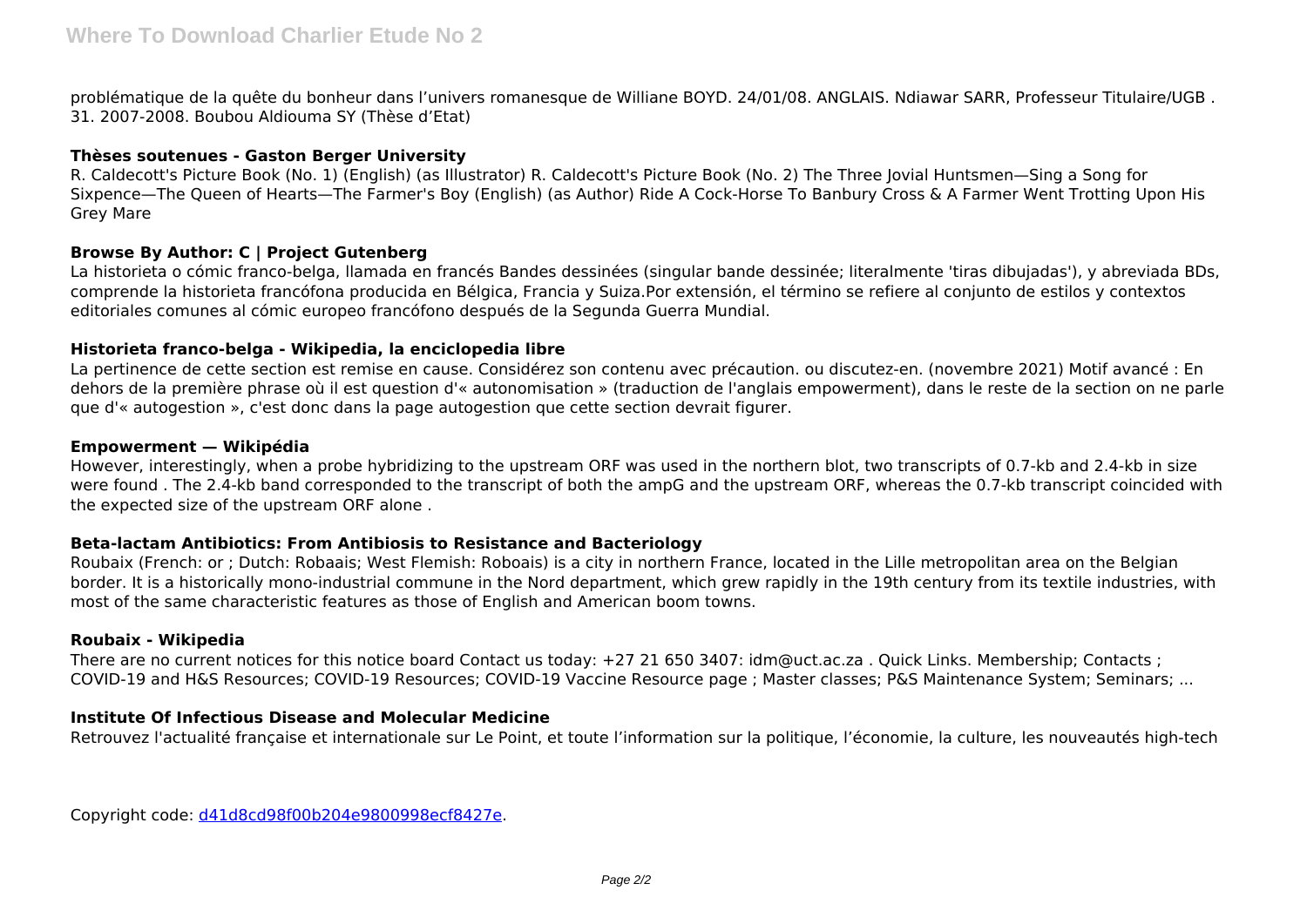problématique de la quête du bonheur dans l'univers romanesque de Williane BOYD. 24/01/08. ANGLAIS. Ndiawar SARR, Professeur Titulaire/UGB . 31. 2007-2008. Boubou Aldiouma SY (Thèse d'Etat)

### Thèses soutenues - Gaston Berger University

R. Caldecott's Picture Book (No. 1) (English) (as Illustrator) R. Caldecott's Picture Book (No. 2) The Three Jovial Huntsmen—Sing a Song for Sixpence—The Queen of Hearts—The Farmer's Boy (English) (as Author) Ride A Cock-Horse To Banbury Cross & A Farmer Went Trotting Upon His Grey Mare

### Browse By Author: C | Project Gutenberg

La historieta o cómic franco-belga, llamada en francés Bandes dessinées (singular bande dessinée; literalmente 'tiras dibujadas'), y abreviada BDs, comprende la historieta francófona producida en Bélgica, Francia y Suiza.Por extensión, el término se refiere al conjunto de estilos y contextos editoriales comunes al cómic europeo francófono después de la Segunda Guerra Mundial.

### Historieta franco-belga - Wikipedia, la enciclopedia libre

La pertinence de cette section est remise en cause. Considérez son contenu avec précaution. ou discutez-en. (novembre 2021) Motif avancé : En dehors de la première phrase où il est question d'« autonomisation » (traduction de l'anglais empowerment), dans le reste de la section on ne parle que d'« autogestion », c'est donc dans la page autogestion que cette section devrait figurer.

### Empowerment — Wikipédia

However, interestingly, when a probe hybridizing to the upstream ORF was used in the northern blot, two transcripts of 0.7-kb and 2.4-kb in size were found . The 2.4-kb band corresponded to the transcript of both the ampG and the upstream ORF, whereas the 0.7-kb transcript coincided with the expected size of the upstream ORF alone .

### Beta-lactam Antibiotics: From Antibiosis to Resistance and Bacteriology

Roubaix (French: or ; Dutch: Robaais; West Flemish: Roboais) is a city in northern France, located in the Lille metropolitan area on the Belgian border. It is a historically mono-industrial commune in the Nord department, which grew rapidly in the 19th century from its textile industries, with most of the same characteristic features as those of English and American boom towns.

### Roubaix - Wikipedia

There are no current notices for this notice board Contact us today: +27 21 650 3407: idm@uct.ac.za . Quick Links. Membership; Contacts ; COVID-19 and H&S Resources; COVID-19 Resources; COVID-19 Vaccine Resource page ; Master classes; P&S Maintenance System; Seminars; ...

### Institute Of Infectious Disease and Molecular Medicine

Retrouvez l'actualité française et internationale sur Le Point, et toute l'information sur la politique, l'économie, la culture, les nouveautés high-tech

Copyright code: d41d8cd98f00b204e9800998ecf8427e.